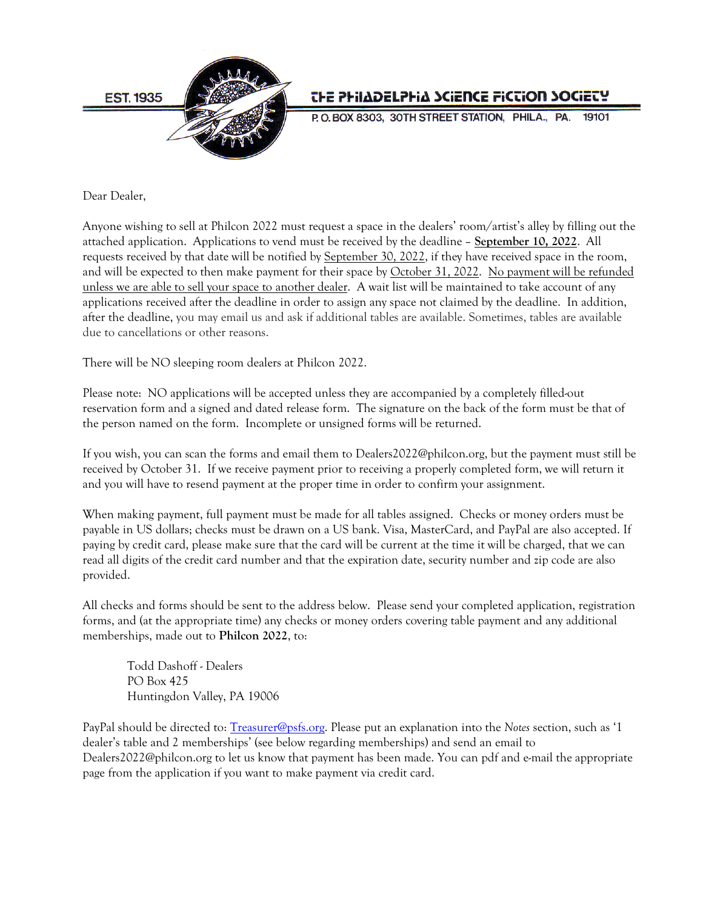EST. 1935

THE PHILADELPHIA SCIENCE FICTION SOCIETY

P. O. BOX 8303, 30TH STREET STATION, PHILA., PA. 19101

Dear Dealer,

Anyone wishing to sell at Philcon 2022 must request a space in the dealers' room/artist's alley by filling out the attached application. Applications to vend must be received by the deadline – **September 10, 2022**. All requests received by that date will be notified by September 30, 2022, if they have received space in the room, and will be expected to then make payment for their space by October 31, 2022. No payment will be refunded unless we are able to sell your space to another dealer. A wait list will be maintained to take account of any applications received after the deadline in order to assign any space not claimed by the deadline. In addition, after the deadline, you may email us and ask if additional tables are available. Sometimes, tables are available due to cancellations or other reasons.

There will be NO sleeping room dealers at Philcon 2022.

Please note: NO applications will be accepted unless they are accompanied by a completely filled-out reservation form and a signed and dated release form. The signature on the back of the form must be that of the person named on the form. Incomplete or unsigned forms will be returned.

If you wish, you can scan the forms and email them to Dealers2022@philcon.org, but the payment must still be received by October 31. If we receive payment prior to receiving a properly completed form, we will return it and you will have to resend payment at the proper time in order to confirm your assignment.

When making payment, full payment must be made for all tables assigned. Checks or money orders must be payable in US dollars; checks must be drawn on a US bank. Visa, MasterCard, and PayPal are also accepted. If paying by credit card, please make sure that the card will be current at the time it will be charged, that we can read all digits of the credit card number and that the expiration date, security number and zip code are also provided.

All checks and forms should be sent to the address below. Please send your completed application, registration forms, and (at the appropriate time) any checks or money orders covering table payment and any additional memberships, made out to **Philcon 2022**, to:

> Todd Dashoff - Dealers
> PO Box 425
> Huntingdon Valley, PA 19006

PayPal should be directed to: Treasurer@psfs.org. Please put an explanation into the *Notes* section, such as '1 dealer's table and 2 memberships' (see below regarding memberships) and send an email to Dealers2022@philcon.org to let us know that payment has been made. You can pdf and e-mail the appropriate page from the application if you want to make payment via credit card.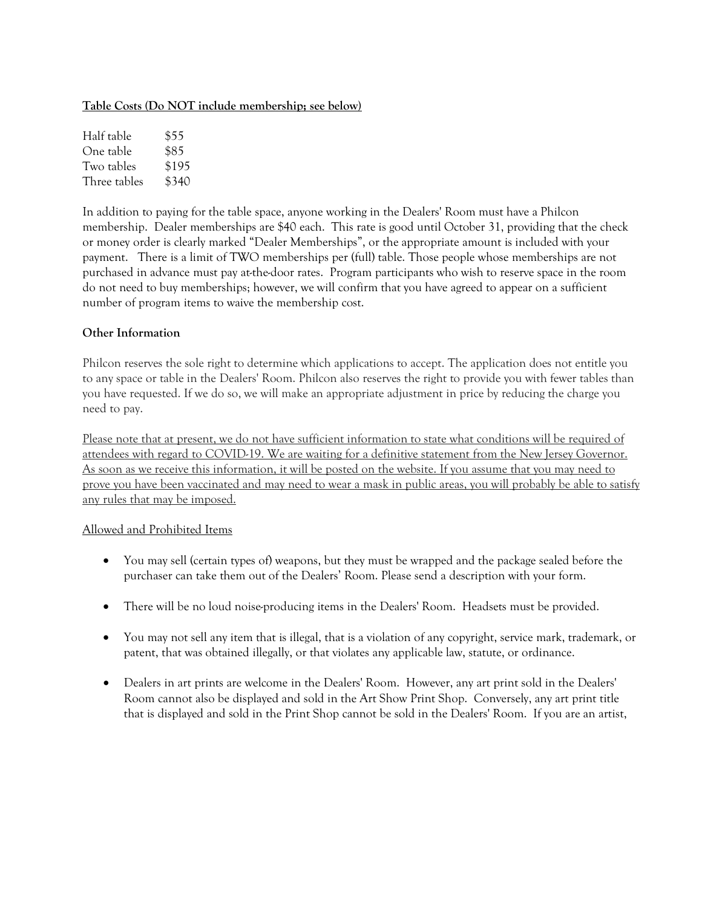**<u>Table Costs (Do NOT include membership; see below)</u>**

| | |
|---|---|
| Half table | $55 |
| One table | $85 |
| Two tables | $195 |
| Three tables | $340 |

In addition to paying for the table space, anyone working in the Dealers' Room must have a Philcon membership. Dealer memberships are $40 each. This rate is good until October 31, providing that the check or money order is clearly marked "Dealer Memberships", or the appropriate amount is included with your payment. There is a limit of TWO memberships per (full) table. Those people whose memberships are not purchased in advance must pay at-the-door rates. Program participants who wish to reserve space in the room do not need to buy memberships; however, we will confirm that you have agreed to appear on a sufficient number of program items to waive the membership cost.

**Other Information**

Philcon reserves the sole right to determine which applications to accept. The application does not entitle you to any space or table in the Dealers' Room. Philcon also reserves the right to provide you with fewer tables than you have requested. If we do so, we will make an appropriate adjustment in price by reducing the charge you need to pay.

<u>Please note that at present, we do not have sufficient information to state what conditions will be required of attendees with regard to COVID-19. We are waiting for a definitive statement from the New Jersey Governor. As soon as we receive this information, it will be posted on the website. If you assume that you may need to prove you have been vaccinated and may need to wear a mask in public areas, you will probably be able to satisfy any rules that may be imposed.</u>

<u>Allowed and Prohibited Items</u>

- You may sell (certain types of) weapons, but they must be wrapped and the package sealed before the purchaser can take them out of the Dealers' Room. Please send a description with your form.
- There will be no loud noise-producing items in the Dealers' Room. Headsets must be provided.
- You may not sell any item that is illegal, that is a violation of any copyright, service mark, trademark, or patent, that was obtained illegally, or that violates any applicable law, statute, or ordinance.
- Dealers in art prints are welcome in the Dealers' Room. However, any art print sold in the Dealers' Room cannot also be displayed and sold in the Art Show Print Shop. Conversely, any art print title that is displayed and sold in the Print Shop cannot be sold in the Dealers' Room. If you are an artist,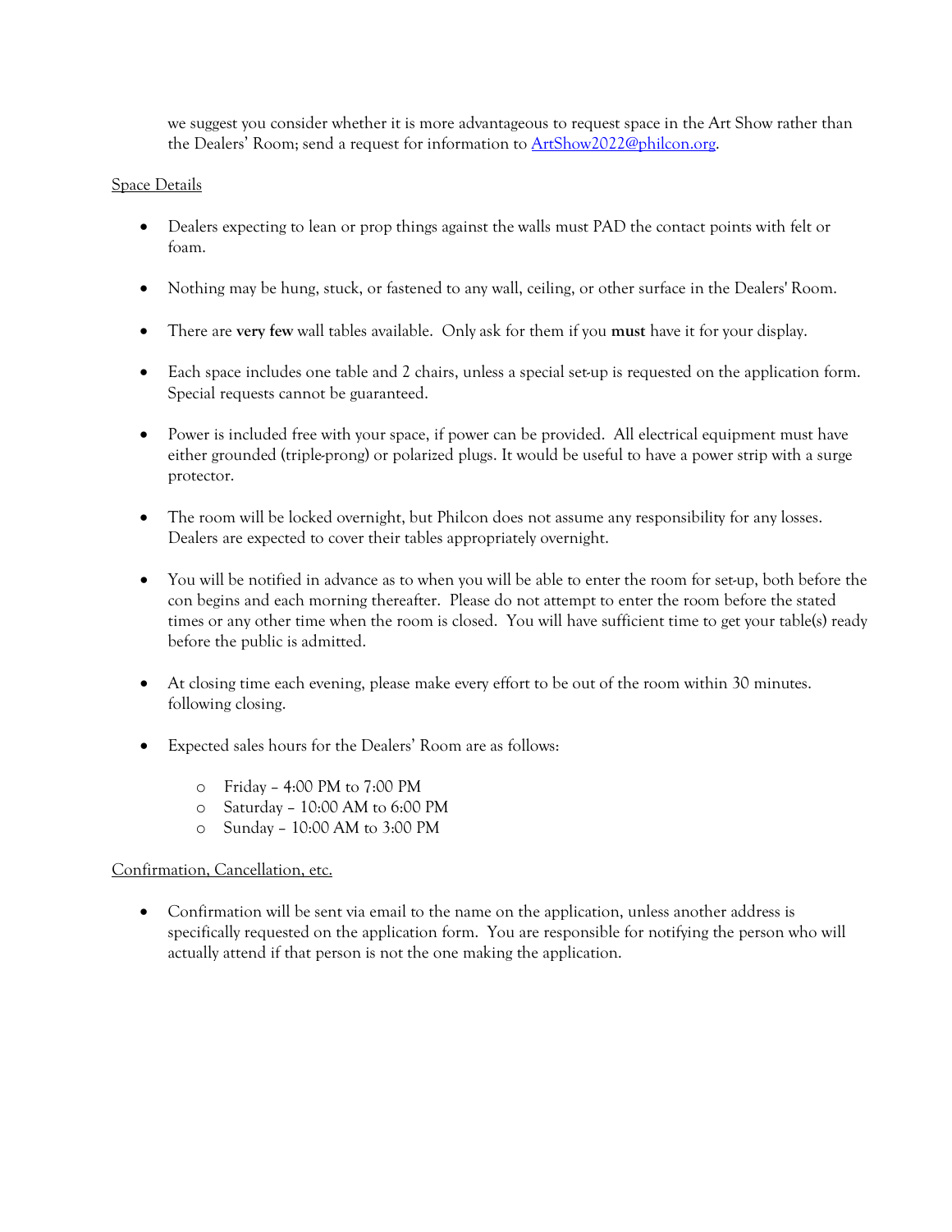we suggest you consider whether it is more advantageous to request space in the Art Show rather than the Dealers' Room; send a request for information to [ArtShow2022@philcon.org](mailto:ArtShow2022@philcon.org).

Space Details

- Dealers expecting to lean or prop things against the walls must PAD the contact points with felt or foam.
- Nothing may be hung, stuck, or fastened to any wall, ceiling, or other surface in the Dealers' Room.
- There are **very few** wall tables available. Only ask for them if you **must** have it for your display.
- Each space includes one table and 2 chairs, unless a special set-up is requested on the application form. Special requests cannot be guaranteed.
- Power is included free with your space, if power can be provided. All electrical equipment must have either grounded (triple-prong) or polarized plugs. It would be useful to have a power strip with a surge protector.
- The room will be locked overnight, but Philcon does not assume any responsibility for any losses. Dealers are expected to cover their tables appropriately overnight.
- You will be notified in advance as to when you will be able to enter the room for set-up, both before the con begins and each morning thereafter. Please do not attempt to enter the room before the stated times or any other time when the room is closed. You will have sufficient time to get your table(s) ready before the public is admitted.
- At closing time each evening, please make every effort to be out of the room within 30 minutes. following closing.
- Expected sales hours for the Dealers' Room are as follows:
    - Friday – 4:00 PM to 7:00 PM
    - Saturday – 10:00 AM to 6:00 PM
    - Sunday – 10:00 AM to 3:00 PM

Confirmation, Cancellation, etc.

- Confirmation will be sent via email to the name on the application, unless another address is specifically requested on the application form. You are responsible for notifying the person who will actually attend if that person is not the one making the application.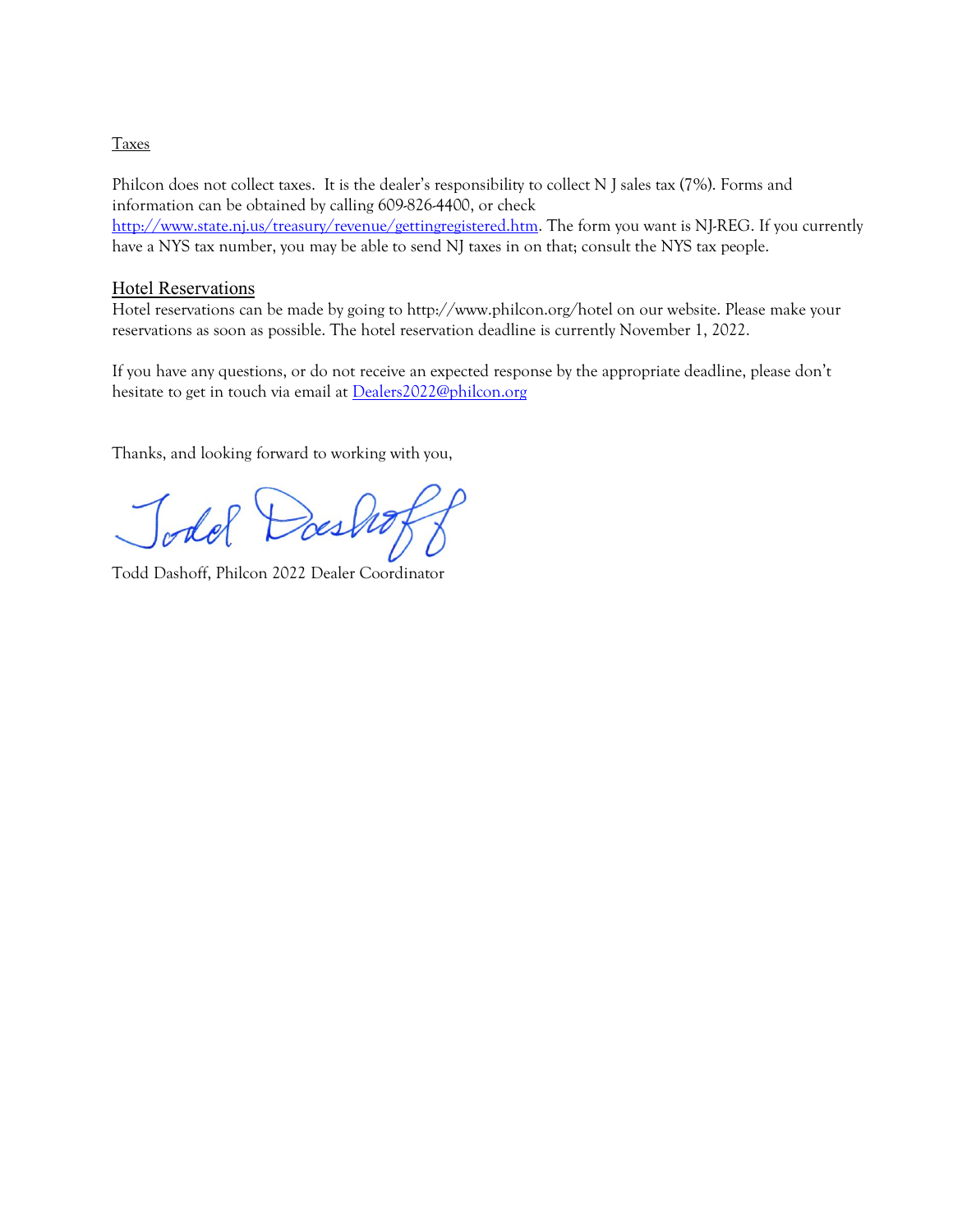## Taxes

Philcon does not collect taxes. It is the dealer's responsibility to collect N J sales tax (7%). Forms and information can be obtained by calling 609-826-4400, or check http://www.state.nj.us/treasury/revenue/gettingregistered.htm. The form you want is NJ-REG. If you currently have a NYS tax number, you may be able to send NJ taxes in on that; consult the NYS tax people.

## Hotel Reservations

Hotel reservations can be made by going to http://www.philcon.org/hotel on our website. Please make your reservations as soon as possible. The hotel reservation deadline is currently November 1, 2022.

If you have any questions, or do not receive an expected response by the appropriate deadline, please don't hesitate to get in touch via email at Dealers2022@philcon.org

Thanks, and looking forward to working with you,

Todd Dashoff

Todd Dashoff, Philcon 2022 Dealer Coordinator